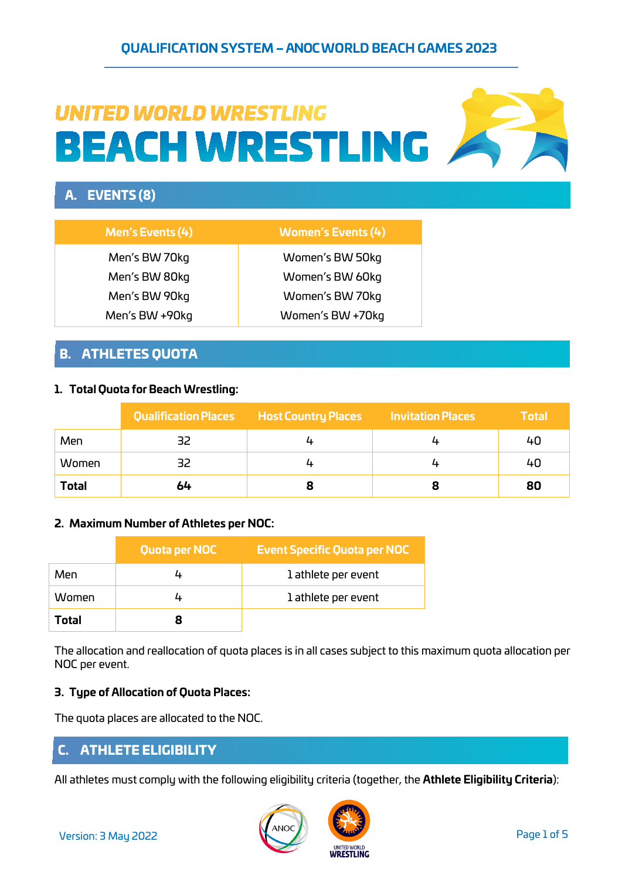# UNITED WORLD WRESTLING BEACH WRESTLING

## A. EVENTS (8)

| Men's Events (4) | Women's Events (4) |
|---|---|
| Men's BW 70kg | Women's BW 50kg |
| Men's BW 80kg | Women's BW 60kg |
| Men's BW 90kg | Women's BW 70kg |
| Men's BW +90kg | Women's BW +70kg |

## B. ATHLETES QUOTA

### 1. Total Quota for Beach Wrestling:

| | Qualification Places | Host Country Places | Invitation Places | Total |
|---|---|---|---|---|
| Men | 32 | 4 | 4 | 40 |
| Women | 32 | 4 | 4 | 40 |
| **Total** | **64** | **8** | **8** | **80** |

### 2. Maximum Number of Athletes per NOC:

| | Quota per NOC | Event Specific Quota per NOC |
|---|---|---|
| Men | 4 | 1 athlete per event |
| Women | 4 | 1 athlete per event |
| **Total** | **8** | |

The allocation and reallocation of quota places is in all cases subject to this maximum quota allocation per NOC per event.

### 3. Type of Allocation of Quota Places:

The quota places are allocated to the NOC.

## C. ATHLETE ELIGIBILITY

All athletes must comply with the following eligibility criteria (together, the **Athlete Eligibility Criteria**):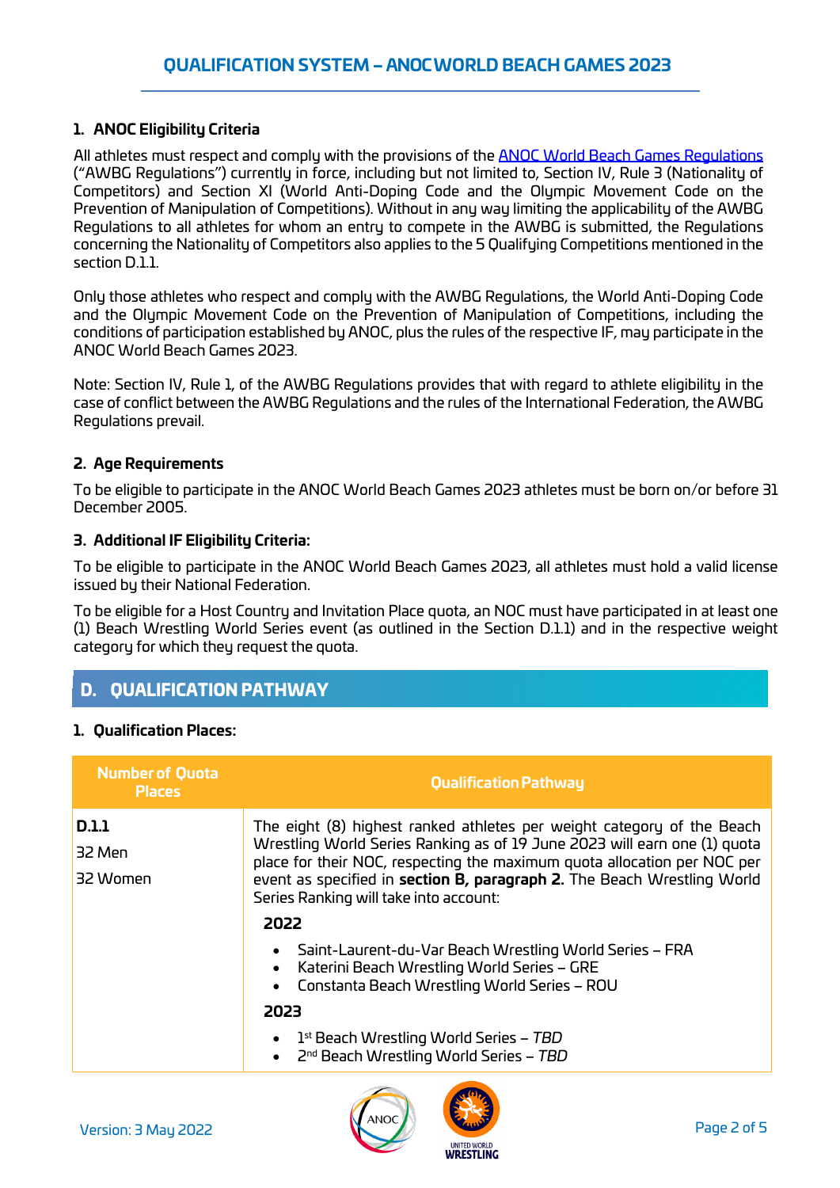### 1. ANOC Eligibility Criteria

All athletes must respect and comply with the provisions of the ANOC World Beach Games Regulations ("AWBG Regulations") currently in force, including but not limited to, Section IV, Rule 3 (Nationality of Competitors) and Section XI (World Anti-Doping Code and the Olympic Movement Code on the Prevention of Manipulation of Competitions). Without in any way limiting the applicability of the AWBG Regulations to all athletes for whom an entry to compete in the AWBG is submitted, the Regulations concerning the Nationality of Competitors also applies to the 5 Qualifying Competitions mentioned in the section D.1.1.

Only those athletes who respect and comply with the AWBG Regulations, the World Anti-Doping Code and the Olympic Movement Code on the Prevention of Manipulation of Competitions, including the conditions of participation established by ANOC, plus the rules of the respective IF, may participate in the ANOC World Beach Games 2023.

Note: Section IV, Rule 1, of the AWBG Regulations provides that with regard to athlete eligibility in the case of conflict between the AWBG Regulations and the rules of the International Federation, the AWBG Regulations prevail.

### 2. Age Requirements

To be eligible to participate in the ANOC World Beach Games 2023 athletes must be born on/or before 31 December 2005.

### 3. Additional IF Eligibility Criteria:

To be eligible to participate in the ANOC World Beach Games 2023, all athletes must hold a valid license issued by their National Federation.

To be eligible for a Host Country and Invitation Place quota, an NOC must have participated in at least one (1) Beach Wrestling World Series event (as outlined in the Section D.1.1) and in the respective weight category for which they request the quota.

## D. QUALIFICATION PATHWAY

### 1. Qualification Places:

| Number of Quota Places | Qualification Pathway |
|---|---|
| **D.1.1**<br>32 Men<br>32 Women | The eight (8) highest ranked athletes per weight category of the Beach Wrestling World Series Ranking as of 19 June 2023 will earn one (1) quota place for their NOC, respecting the maximum quota allocation per NOC per event as specified in **section B, paragraph 2.** The Beach Wrestling World Series Ranking will take into account:<br>**2022**<br>• Saint-Laurent-du-Var Beach Wrestling World Series – FRA<br>• Katerini Beach Wrestling World Series – GRE<br>• Constanta Beach Wrestling World Series – ROU<br>**2023**<br>• 1st Beach Wrestling World Series – *TBD*<br>• 2nd Beach Wrestling World Series – *TBD* |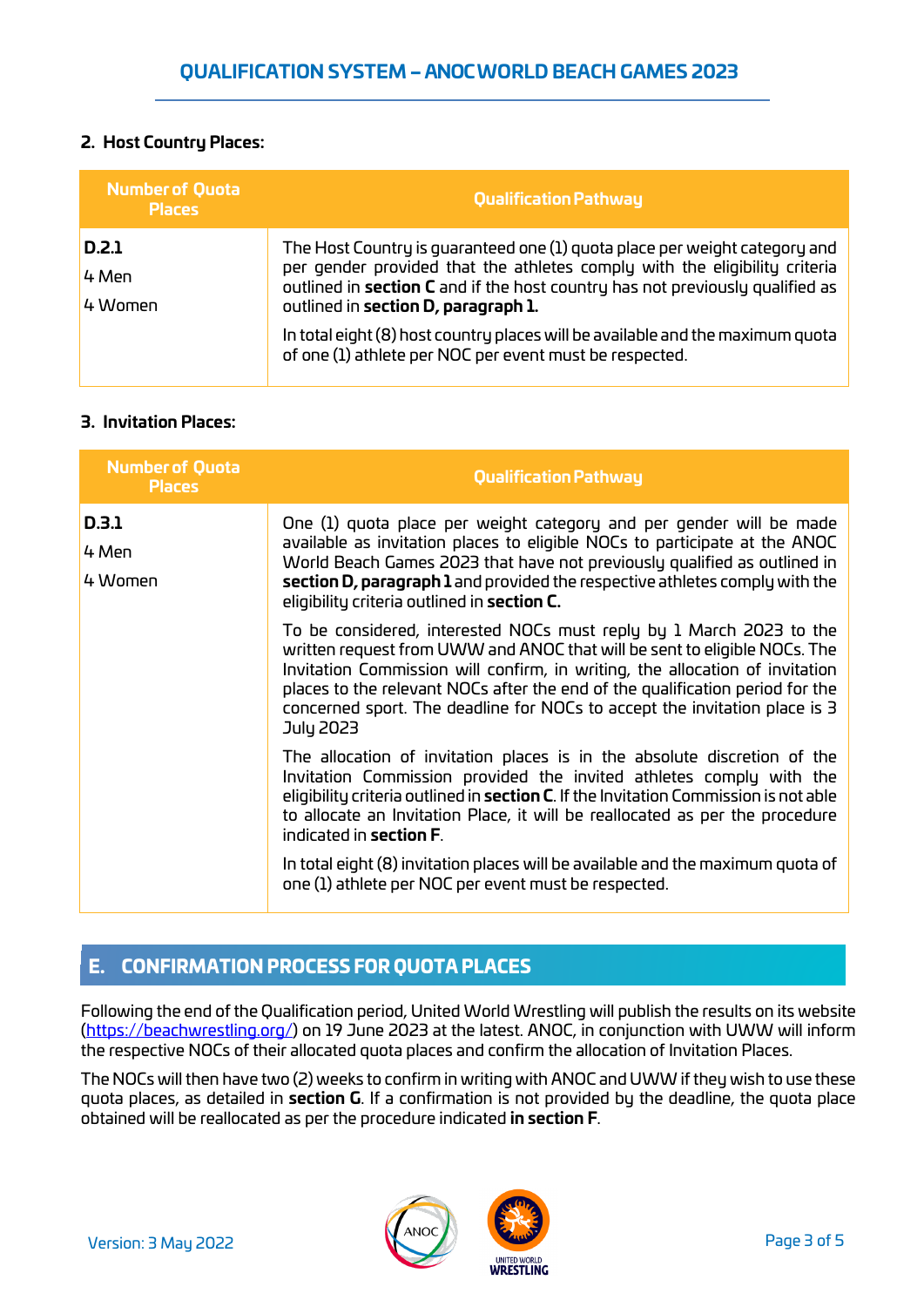### 2. Host Country Places:

| Number of Quota Places | Qualification Pathway |
|---|---|
| **D.2.1**<br>4 Men<br>4 Women | The Host Country is guaranteed one (1) quota place per weight category and per gender provided that the athletes comply with the eligibility criteria outlined in **section C** and if the host country has not previously qualified as outlined in **section D, paragraph 1.**<br><br>In total eight (8) host country places will be available and the maximum quota of one (1) athlete per NOC per event must be respected. |

### 3. Invitation Places:

| Number of Quota Places | Qualification Pathway |
|---|---|
| **D.3.1**<br>4 Men<br>4 Women | One (1) quota place per weight category and per gender will be made available as invitation places to eligible NOCs to participate at the ANOC World Beach Games 2023 that have not previously qualified as outlined in **section D, paragraph 1** and provided the respective athletes comply with the eligibility criteria outlined in **section C.**<br><br>To be considered, interested NOCs must reply by 1 March 2023 to the written request from UWW and ANOC that will be sent to eligible NOCs. The Invitation Commission will confirm, in writing, the allocation of invitation places to the relevant NOCs after the end of the qualification period for the concerned sport. The deadline for NOCs to accept the invitation place is 3 July 2023<br><br>The allocation of invitation places is in the absolute discretion of the Invitation Commission provided the invited athletes comply with the eligibility criteria outlined in **section C**. If the Invitation Commission is not able to allocate an Invitation Place, it will be reallocated as per the procedure indicated in **section F**.<br><br>In total eight (8) invitation places will be available and the maximum quota of one (1) athlete per NOC per event must be respected. |

## E. CONFIRMATION PROCESS FOR QUOTA PLACES

Following the end of the Qualification period, United World Wrestling will publish the results on its website (https://beachwrestling.org/) on 19 June 2023 at the latest. ANOC, in conjunction with UWW will inform the respective NOCs of their allocated quota places and confirm the allocation of Invitation Places.

The NOCs will then have two (2) weeks to confirm in writing with ANOC and UWW if they wish to use these quota places, as detailed in **section G**. If a confirmation is not provided by the deadline, the quota place obtained will be reallocated as per the procedure indicated **in section F**.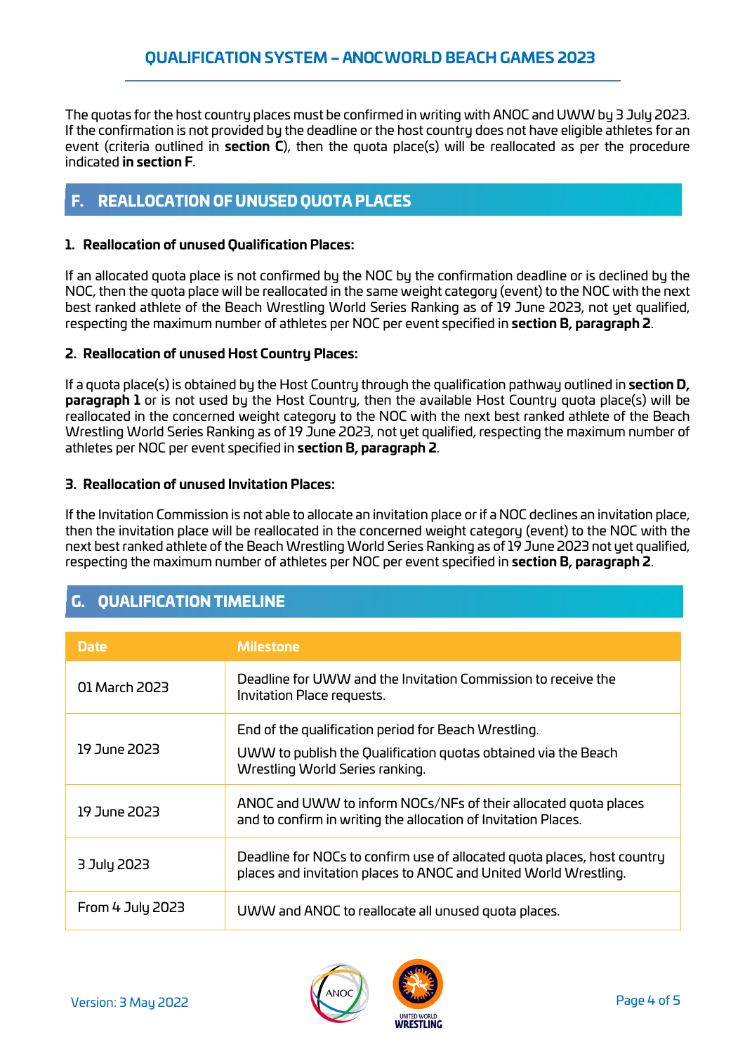The quotas for the host country places must be confirmed in writing with ANOC and UWW by 3 July 2023. If the confirmation is not provided by the deadline or the host country does not have eligible athletes for an event (criteria outlined in **section C**), then the quota place(s) will be reallocated as per the procedure indicated **in section F**.

## F. REALLOCATION OF UNUSED QUOTA PLACES

### 1. Reallocation of unused Qualification Places:

If an allocated quota place is not confirmed by the NOC by the confirmation deadline or is declined by the NOC, then the quota place will be reallocated in the same weight category (event) to the NOC with the next best ranked athlete of the Beach Wrestling World Series Ranking as of 19 June 2023, not yet qualified, respecting the maximum number of athletes per NOC per event specified in **section B, paragraph 2**.

### 2. Reallocation of unused Host Country Places:

If a quota place(s) is obtained by the Host Country through the qualification pathway outlined in **section D, paragraph 1** or is not used by the Host Country, then the available Host Country quota place(s) will be reallocated in the concerned weight category to the NOC with the next best ranked athlete of the Beach Wrestling World Series Ranking as of 19 June 2023, not yet qualified, respecting the maximum number of athletes per NOC per event specified in **section B, paragraph 2**.

### 3. Reallocation of unused Invitation Places:

If the Invitation Commission is not able to allocate an invitation place or if a NOC declines an invitation place, then the invitation place will be reallocated in the concerned weight category (event) to the NOC with the next best ranked athlete of the Beach Wrestling World Series Ranking as of 19 June 2023 not yet qualified, respecting the maximum number of athletes per NOC per event specified in **section B, paragraph 2**.

## G. QUALIFICATION TIMELINE

| Date | Milestone |
|---|---|
| 01 March 2023 | Deadline for UWW and the Invitation Commission to receive the Invitation Place requests. |
| 19 June 2023 | End of the qualification period for Beach Wrestling.<br>UWW to publish the Qualification quotas obtained via the Beach Wrestling World Series ranking. |
| 19 June 2023 | ANOC and UWW to inform NOCs/NFs of their allocated quota places and to confirm in writing the allocation of Invitation Places. |
| 3 July 2023 | Deadline for NOCs to confirm use of allocated quota places, host country places and invitation places to ANOC and United World Wrestling. |
| From 4 July 2023 | UWW and ANOC to reallocate all unused quota places. |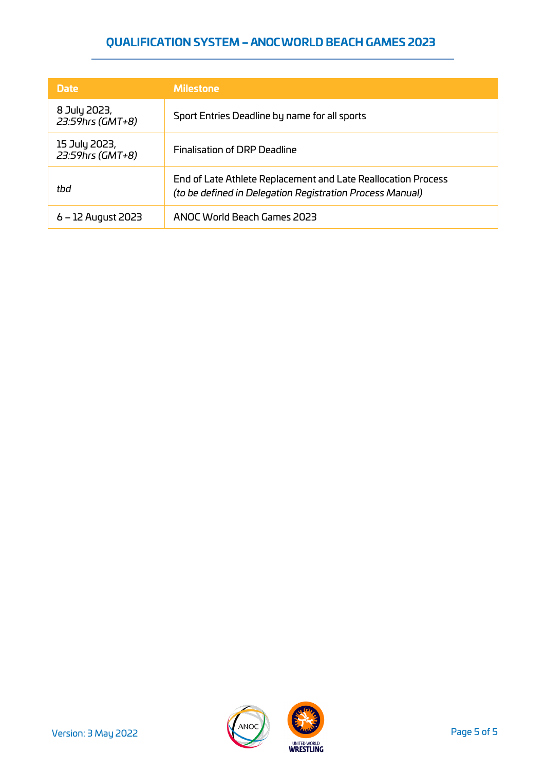| Date | Milestone |
|---|---|
| 8 July 2023, *23:59hrs (GMT+8)* | Sport Entries Deadline by name for all sports |
| 15 July 2023, *23:59hrs (GMT+8)* | Finalisation of DRP Deadline |
| *tbd* | End of Late Athlete Replacement and Late Reallocation Process *(to be defined in Delegation Registration Process Manual)* |
| 6 – 12 August 2023 | ANOC World Beach Games 2023 |